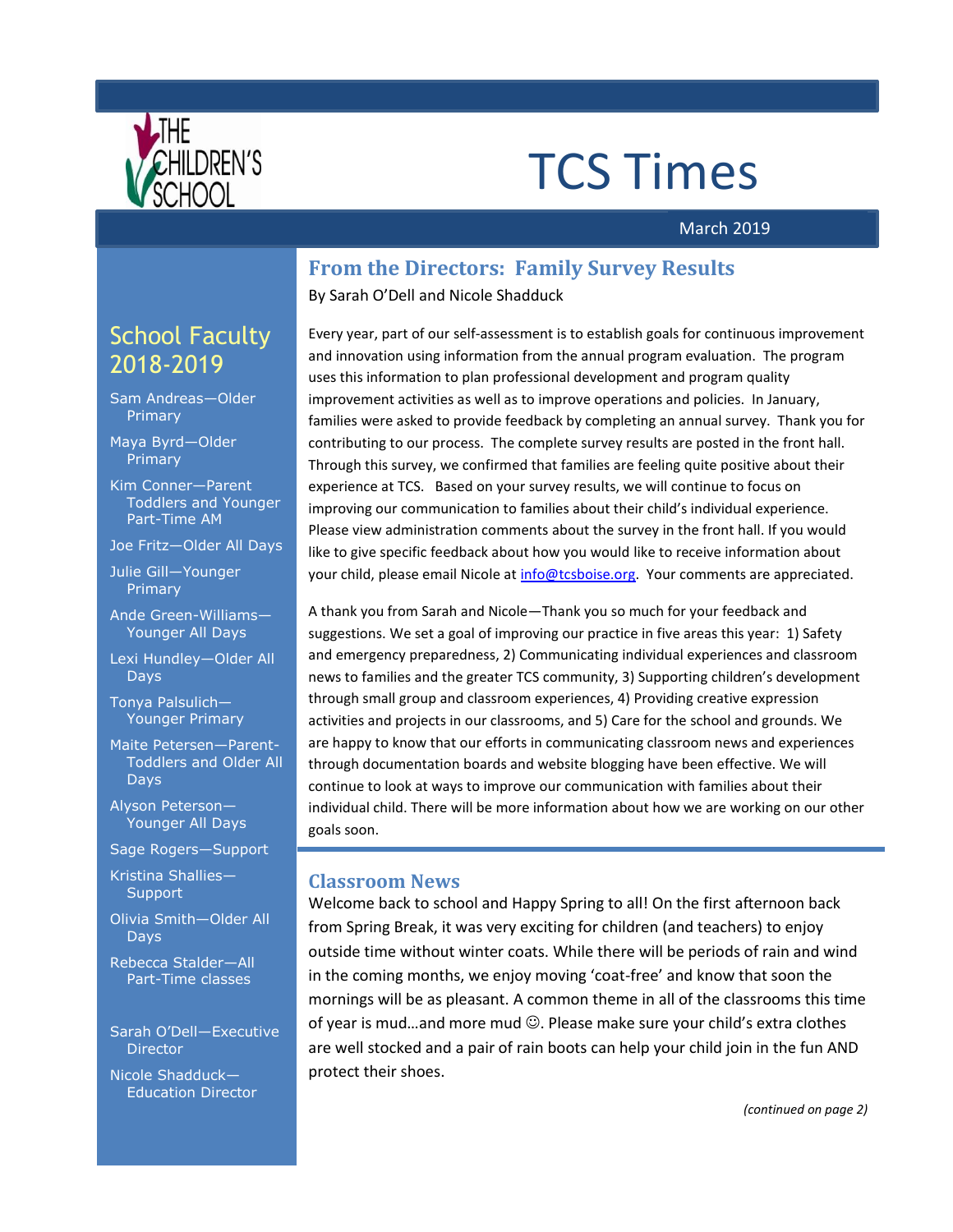# TCS Times

March 2019

## School Faculty 2018-2019

- Sam Andreas—Older Primary
- Maya Byrd—Older Primary
- Kim Conner—Parent Toddlers and Younger Part-Time AM
- Joe Fritz—Older All Days
- Julie Gill—Younger Primary
- Ande Green-Williams—Younger All Days
- Lexi Hundley—Older All Days
- Tonya Palsulich—Younger Primary
- Maite Petersen—Parent-Toddlers and Older All Days
- Alyson Peterson—Younger All Days
- Sage Rogers—Support
- Kristina Shallies—Support
- Olivia Smith—Older All Days
- Rebecca Stalder—All Part-Time classes

- Sarah O'Dell—Executive Director
- Nicole Shadduck—Education Director

## From the Directors: Family Survey Results

By Sarah O'Dell and Nicole Shadduck

Every year, part of our self-assessment is to establish goals for continuous improvement and innovation using information from the annual program evaluation. The program uses this information to plan professional development and program quality improvement activities as well as to improve operations and policies. In January, families were asked to provide feedback by completing an annual survey. Thank you for contributing to our process. The complete survey results are posted in the front hall. Through this survey, we confirmed that families are feeling quite positive about their experience at TCS. Based on your survey results, we will continue to focus on improving our communication to families about their child's individual experience. Please view administration comments about the survey in the front hall. If you would like to give specific feedback about how you would like to receive information about your child, please email Nicole at info@tcsboise.org. Your comments are appreciated.

A thank you from Sarah and Nicole—Thank you so much for your feedback and suggestions. We set a goal of improving our practice in five areas this year: 1) Safety and emergency preparedness, 2) Communicating individual experiences and classroom news to families and the greater TCS community, 3) Supporting children's development through small group and classroom experiences, 4) Providing creative expression activities and projects in our classrooms, and 5) Care for the school and grounds. We are happy to know that our efforts in communicating classroom news and experiences through documentation boards and website blogging have been effective. We will continue to look at ways to improve our communication with families about their individual child. There will be more information about how we are working on our other goals soon.

## Classroom News

Welcome back to school and Happy Spring to all! On the first afternoon back from Spring Break, it was very exciting for children (and teachers) to enjoy outside time without winter coats. While there will be periods of rain and wind in the coming months, we enjoy moving 'coat-free' and know that soon the mornings will be as pleasant. A common theme in all of the classrooms this time of year is mud…and more mud ☺. Please make sure your child's extra clothes are well stocked and a pair of rain boots can help your child join in the fun AND protect their shoes.

*(continued on page 2)*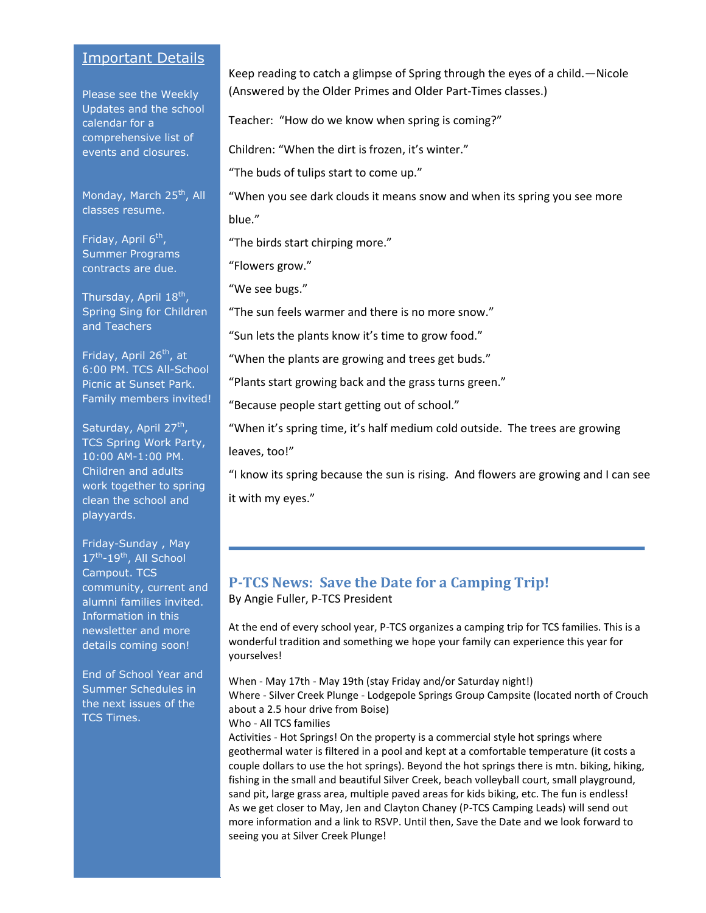## Important Details

Please see the Weekly Updates and the school calendar for a comprehensive list of events and closures.

Monday, March 25th, All classes resume.

Friday, April 6th, Summer Programs contracts are due.

Thursday, April 18th, Spring Sing for Children and Teachers

Friday, April 26th, at 6:00 PM. TCS All-School Picnic at Sunset Park. Family members invited!

Saturday, April 27th, TCS Spring Work Party, 10:00 AM-1:00 PM. Children and adults work together to spring clean the school and playyards.

Friday-Sunday , May 17th-19th, All School Campout. TCS community, current and alumni families invited. Information in this newsletter and more details coming soon!

End of School Year and Summer Schedules in the next issues of the TCS Times.

Keep reading to catch a glimpse of Spring through the eyes of a child.—Nicole (Answered by the Older Primes and Older Part-Times classes.)

Teacher: "How do we know when spring is coming?"

Children: "When the dirt is frozen, it's winter."

"The buds of tulips start to come up."

"When you see dark clouds it means snow and when its spring you see more blue."

"The birds start chirping more."

"Flowers grow."

"We see bugs."

"The sun feels warmer and there is no more snow."

"Sun lets the plants know it's time to grow food."

"When the plants are growing and trees get buds."

"Plants start growing back and the grass turns green."

"Because people start getting out of school."

"When it's spring time, it's half medium cold outside. The trees are growing leaves, too!"

"I know its spring because the sun is rising. And flowers are growing and I can see it with my eyes."

---

## P-TCS News: Save the Date for a Camping Trip!

By Angie Fuller, P-TCS President

At the end of every school year, P-TCS organizes a camping trip for TCS families. This is a wonderful tradition and something we hope your family can experience this year for yourselves!

When - May 17th - May 19th (stay Friday and/or Saturday night!)
Where - Silver Creek Plunge - Lodgepole Springs Group Campsite (located north of Crouch about a 2.5 hour drive from Boise)
Who - All TCS families
Activities - Hot Springs! On the property is a commercial style hot springs where geothermal water is filtered in a pool and kept at a comfortable temperature (it costs a couple dollars to use the hot springs). Beyond the hot springs there is mtn. biking, hiking, fishing in the small and beautiful Silver Creek, beach volleyball court, small playground, sand pit, large grass area, multiple paved areas for kids biking, etc. The fun is endless!
As we get closer to May, Jen and Clayton Chaney (P-TCS Camping Leads) will send out more information and a link to RSVP. Until then, Save the Date and we look forward to seeing you at Silver Creek Plunge!